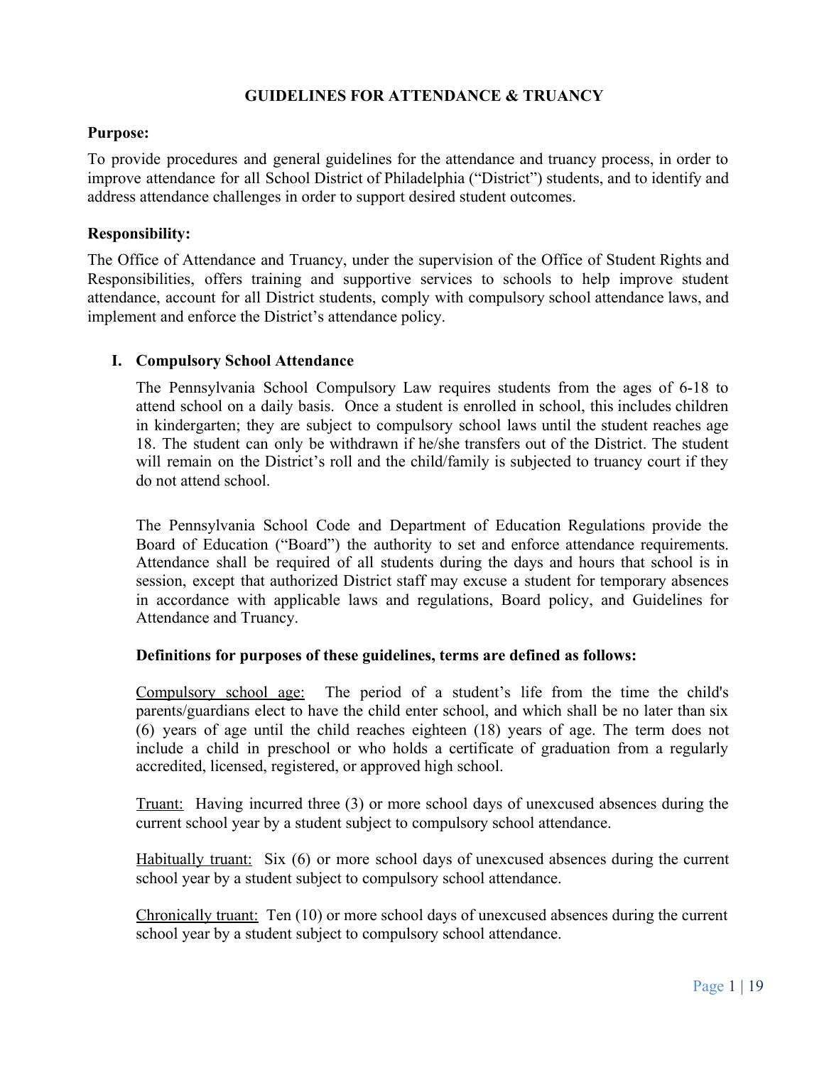# GUIDELINES FOR ATTENDANCE & TRUANCY

**Purpose:**

To provide procedures and general guidelines for the attendance and truancy process, in order to improve attendance for all School District of Philadelphia ("District") students, and to identify and address attendance challenges in order to support desired student outcomes.

**Responsibility:**

The Office of Attendance and Truancy, under the supervision of the Office of Student Rights and Responsibilities, offers training and supportive services to schools to help improve student attendance, account for all District students, comply with compulsory school attendance laws, and implement and enforce the District's attendance policy.

## I. Compulsory School Attendance

The Pennsylvania School Compulsory Law requires students from the ages of 6-18 to attend school on a daily basis. Once a student is enrolled in school, this includes children in kindergarten; they are subject to compulsory school laws until the student reaches age 18. The student can only be withdrawn if he/she transfers out of the District. The student will remain on the District's roll and the child/family is subjected to truancy court if they do not attend school.

The Pennsylvania School Code and Department of Education Regulations provide the Board of Education ("Board") the authority to set and enforce attendance requirements. Attendance shall be required of all students during the days and hours that school is in session, except that authorized District staff may excuse a student for temporary absences in accordance with applicable laws and regulations, Board policy, and Guidelines for Attendance and Truancy.

**Definitions for purposes of these guidelines, terms are defined as follows:**

Compulsory school age: The period of a student's life from the time the child's parents/guardians elect to have the child enter school, and which shall be no later than six (6) years of age until the child reaches eighteen (18) years of age. The term does not include a child in preschool or who holds a certificate of graduation from a regularly accredited, licensed, registered, or approved high school.

Truant: Having incurred three (3) or more school days of unexcused absences during the current school year by a student subject to compulsory school attendance.

Habitually truant: Six (6) or more school days of unexcused absences during the current school year by a student subject to compulsory school attendance.

Chronically truant: Ten (10) or more school days of unexcused absences during the current school year by a student subject to compulsory school attendance.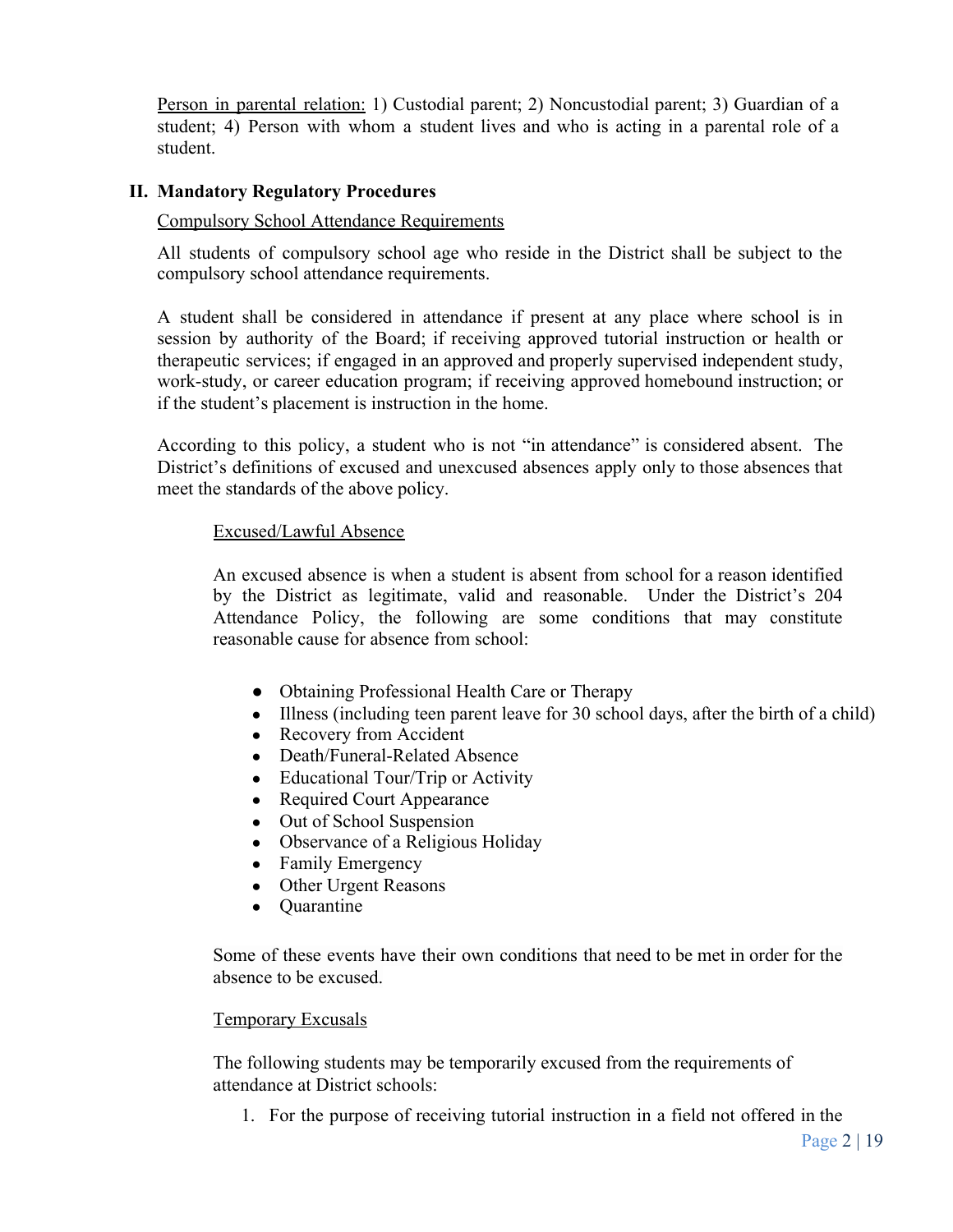Person in parental relation: 1) Custodial parent; 2) Noncustodial parent; 3) Guardian of a student; 4) Person with whom a student lives and who is acting in a parental role of a student.

## II. Mandatory Regulatory Procedures

Compulsory School Attendance Requirements

All students of compulsory school age who reside in the District shall be subject to the compulsory school attendance requirements.

A student shall be considered in attendance if present at any place where school is in session by authority of the Board; if receiving approved tutorial instruction or health or therapeutic services; if engaged in an approved and properly supervised independent study, work-study, or career education program; if receiving approved homebound instruction; or if the student's placement is instruction in the home.

According to this policy, a student who is not "in attendance" is considered absent. The District's definitions of excused and unexcused absences apply only to those absences that meet the standards of the above policy.

Excused/Lawful Absence

An excused absence is when a student is absent from school for a reason identified by the District as legitimate, valid and reasonable. Under the District's 204 Attendance Policy, the following are some conditions that may constitute reasonable cause for absence from school:

- Obtaining Professional Health Care or Therapy
- Illness (including teen parent leave for 30 school days, after the birth of a child)
- Recovery from Accident
- Death/Funeral-Related Absence
- Educational Tour/Trip or Activity
- Required Court Appearance
- Out of School Suspension
- Observance of a Religious Holiday
- Family Emergency
- Other Urgent Reasons
- Quarantine

Some of these events have their own conditions that need to be met in order for the absence to be excused.

Temporary Excusals

The following students may be temporarily excused from the requirements of attendance at District schools:

1. For the purpose of receiving tutorial instruction in a field not offered in the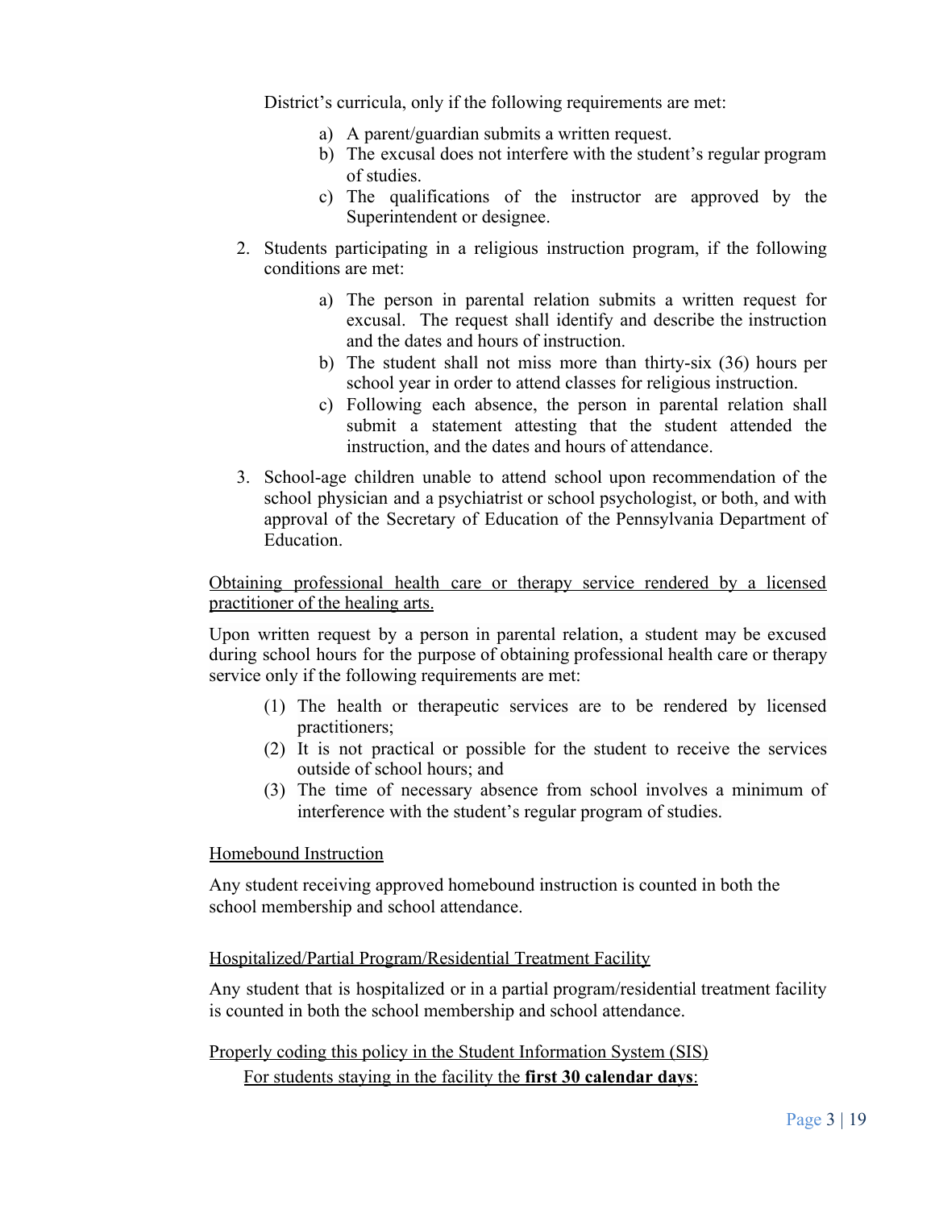District's curricula, only if the following requirements are met:

  a) A parent/guardian submits a written request.
  b) The excusal does not interfere with the student's regular program of studies.
  c) The qualifications of the instructor are approved by the Superintendent or designee.

2. Students participating in a religious instruction program, if the following conditions are met:

    a) The person in parental relation submits a written request for excusal. The request shall identify and describe the instruction and the dates and hours of instruction.
    b) The student shall not miss more than thirty-six (36) hours per school year in order to attend classes for religious instruction.
    c) Following each absence, the person in parental relation shall submit a statement attesting that the student attended the instruction, and the dates and hours of attendance.

3. School-age children unable to attend school upon recommendation of the school physician and a psychiatrist or school psychologist, or both, and with approval of the Secretary of Education of the Pennsylvania Department of Education.

<u>Obtaining professional health care or therapy service rendered by a licensed practitioner of the healing arts.</u>

Upon written request by a person in parental relation, a student may be excused during school hours for the purpose of obtaining professional health care or therapy service only if the following requirements are met:

(1) The health or therapeutic services are to be rendered by licensed practitioners;
(2) It is not practical or possible for the student to receive the services outside of school hours; and
(3) The time of necessary absence from school involves a minimum of interference with the student's regular program of studies.

<u>Homebound Instruction</u>

Any student receiving approved homebound instruction is counted in both the school membership and school attendance.

<u>Hospitalized/Partial Program/Residential Treatment Facility</u>

Any student that is hospitalized or in a partial program/residential treatment facility is counted in both the school membership and school attendance.

<u>Properly coding this policy in the Student Information System (SIS)</u>

<u>For students staying in the facility the **first 30 calendar days**:</u>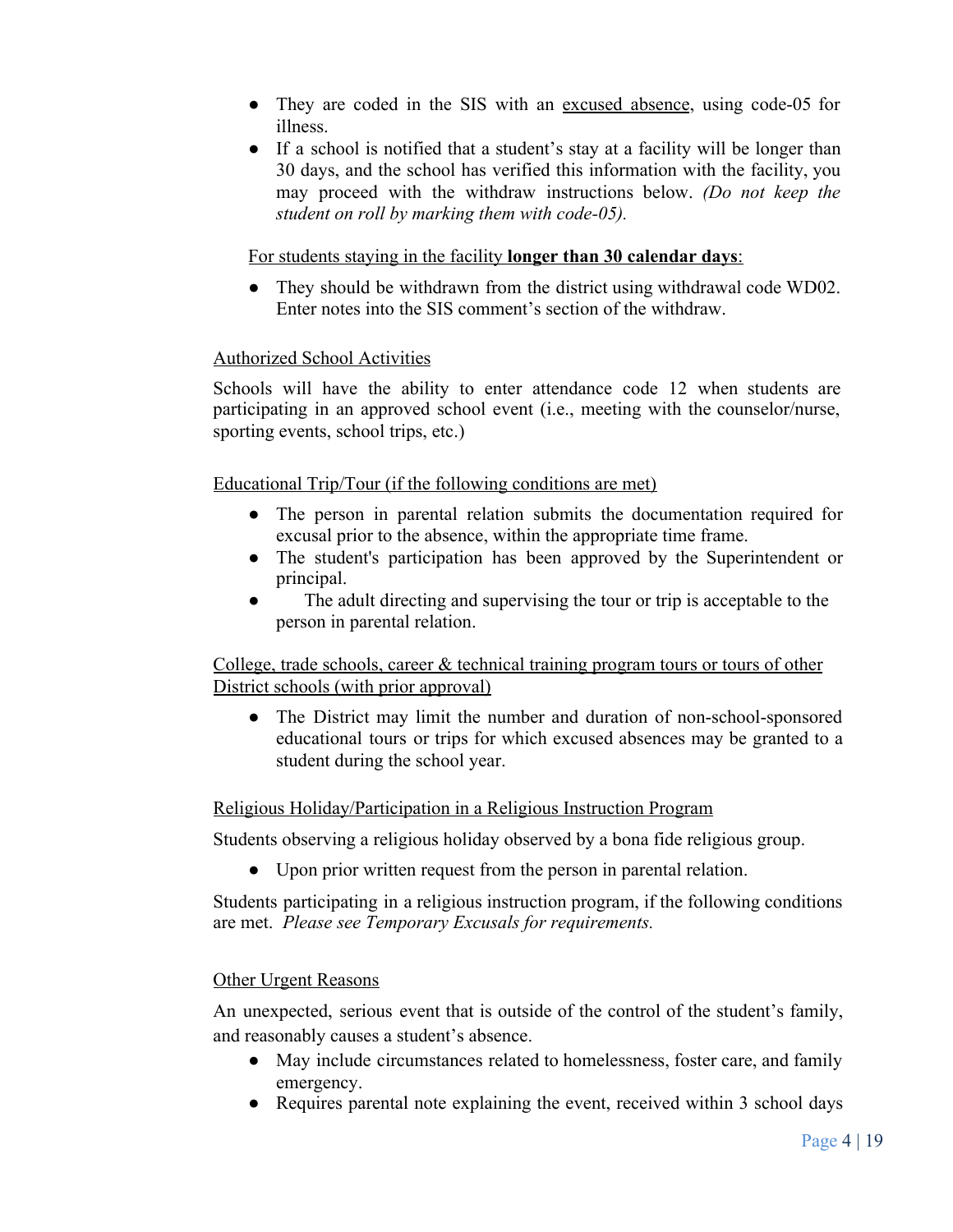- They are coded in the SIS with an <u>excused absence</u>, using code-05 for illness.
- If a school is notified that a student's stay at a facility will be longer than 30 days, and the school has verified this information with the facility, you may proceed with the withdraw instructions below. *(Do not keep the student on roll by marking them with code-05).*

<u>For students staying in the facility **longer than 30 calendar days**:</u>

- They should be withdrawn from the district using withdrawal code WD02. Enter notes into the SIS comment's section of the withdraw.

<u>Authorized School Activities</u>

Schools will have the ability to enter attendance code 12 when students are participating in an approved school event (i.e., meeting with the counselor/nurse, sporting events, school trips, etc.)

<u>Educational Trip/Tour (if the following conditions are met)</u>

- The person in parental relation submits the documentation required for excusal prior to the absence, within the appropriate time frame.
- The student's participation has been approved by the Superintendent or principal.
- The adult directing and supervising the tour or trip is acceptable to the person in parental relation.

<u>College, trade schools, career & technical training program tours or tours of other District schools (with prior approval)</u>

- The District may limit the number and duration of non-school-sponsored educational tours or trips for which excused absences may be granted to a student during the school year.

<u>Religious Holiday/Participation in a Religious Instruction Program</u>

Students observing a religious holiday observed by a bona fide religious group.

- Upon prior written request from the person in parental relation.

Students participating in a religious instruction program, if the following conditions are met. *Please see Temporary Excusals for requirements.*

<u>Other Urgent Reasons</u>

An unexpected, serious event that is outside of the control of the student's family, and reasonably causes a student's absence.

- May include circumstances related to homelessness, foster care, and family emergency.
- Requires parental note explaining the event, received within 3 school days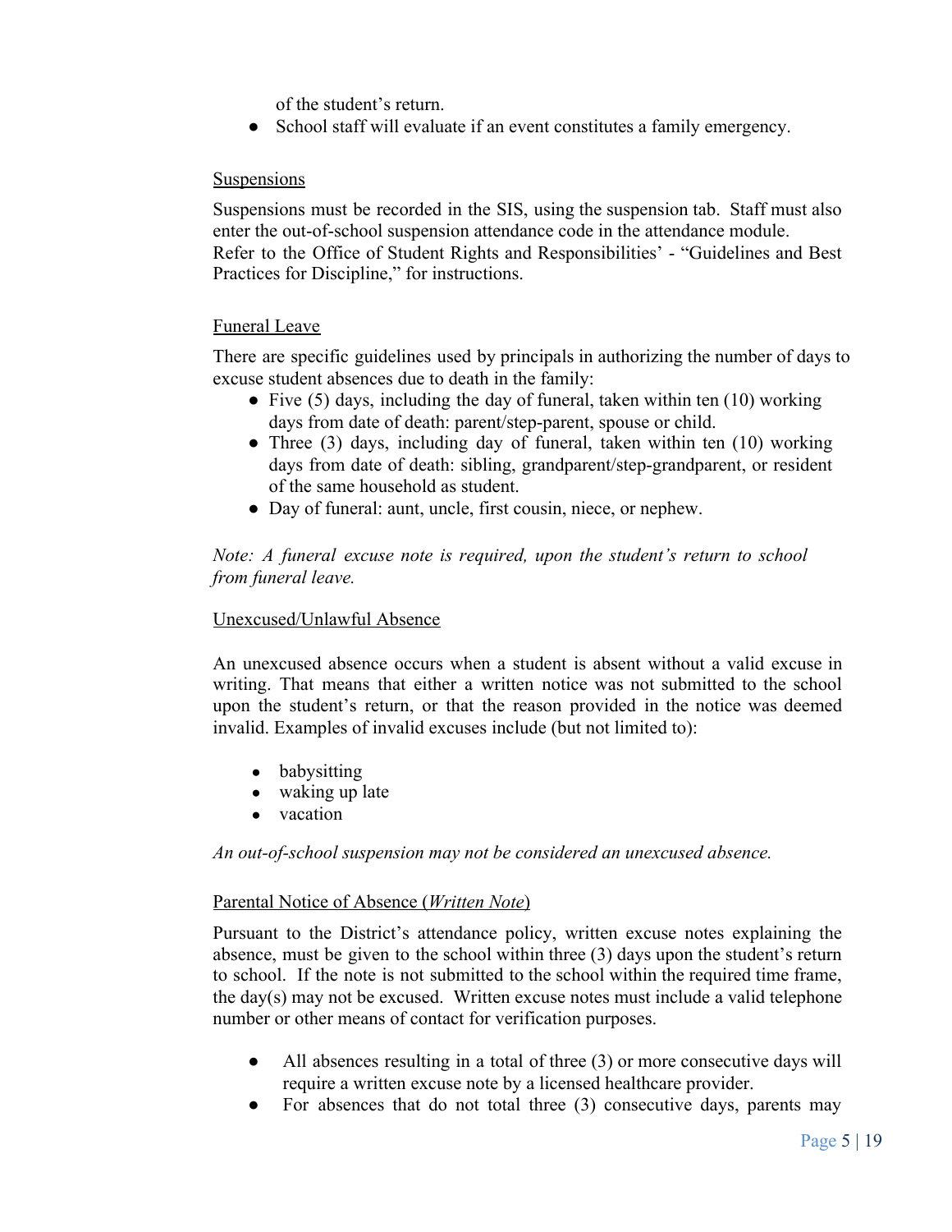of the student's return.

- School staff will evaluate if an event constitutes a family emergency.

<u>Suspensions</u>

Suspensions must be recorded in the SIS, using the suspension tab. Staff must also enter the out-of-school suspension attendance code in the attendance module. Refer to the Office of Student Rights and Responsibilities' - "Guidelines and Best Practices for Discipline," for instructions.

<u>Funeral Leave</u>

There are specific guidelines used by principals in authorizing the number of days to excuse student absences due to death in the family:

- Five (5) days, including the day of funeral, taken within ten (10) working days from date of death: parent/step-parent, spouse or child.
- Three (3) days, including day of funeral, taken within ten (10) working days from date of death: sibling, grandparent/step-grandparent, or resident of the same household as student.
- Day of funeral: aunt, uncle, first cousin, niece, or nephew.

*Note: A funeral excuse note is required, upon the student's return to school from funeral leave.*

<u>Unexcused/Unlawful Absence</u>

An unexcused absence occurs when a student is absent without a valid excuse in writing. That means that either a written notice was not submitted to the school upon the student's return, or that the reason provided in the notice was deemed invalid. Examples of invalid excuses include (but not limited to):

- babysitting
- waking up late
- vacation

*An out-of-school suspension may not be considered an unexcused absence.*

<u>Parental Notice of Absence (*Written Note*)</u>

Pursuant to the District's attendance policy, written excuse notes explaining the absence, must be given to the school within three (3) days upon the student's return to school. If the note is not submitted to the school within the required time frame, the day(s) may not be excused. Written excuse notes must include a valid telephone number or other means of contact for verification purposes.

- All absences resulting in a total of three (3) or more consecutive days will require a written excuse note by a licensed healthcare provider.
- For absences that do not total three (3) consecutive days, parents may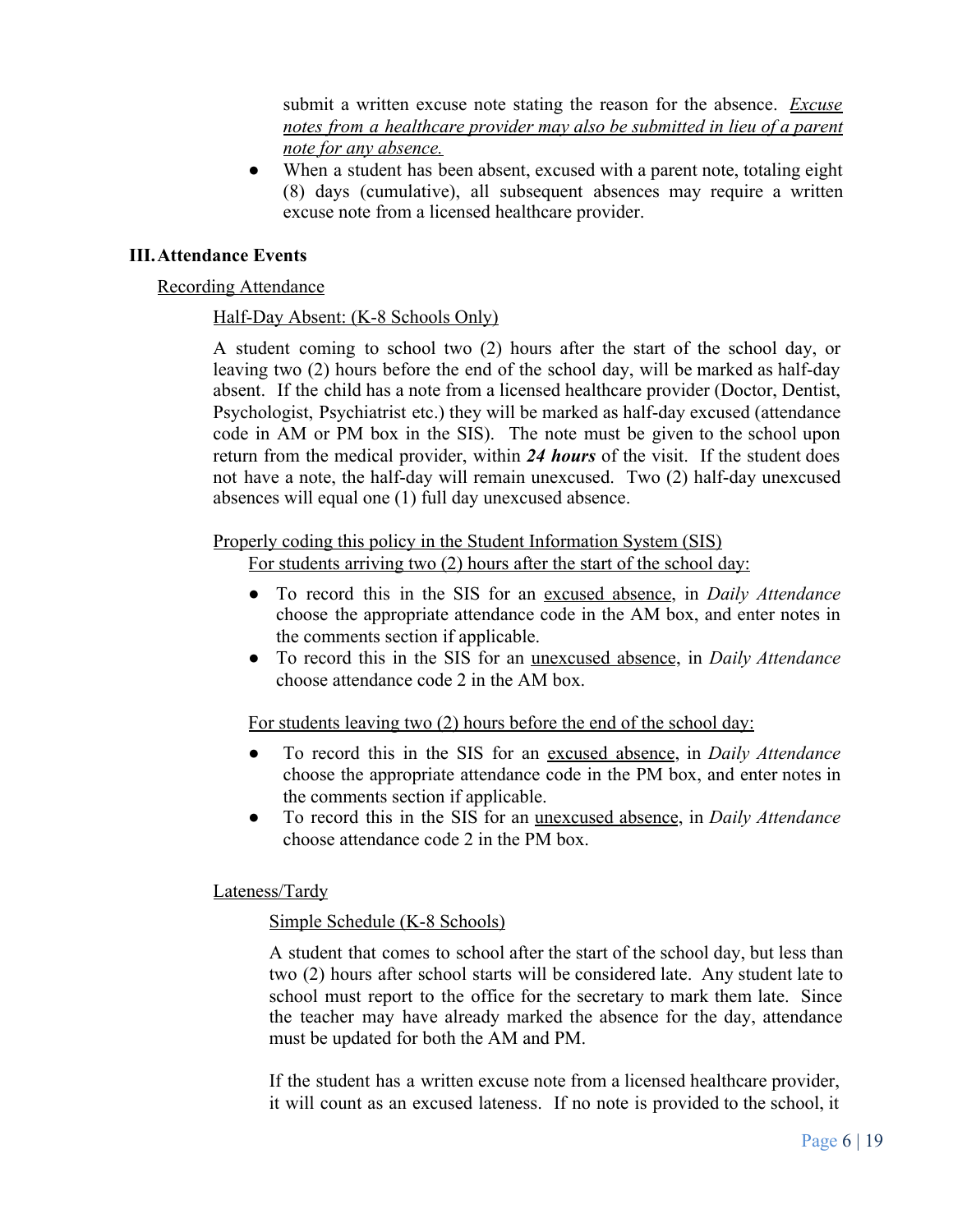submit a written excuse note stating the reason for the absence. *Excuse notes from a healthcare provider may also be submitted in lieu of a parent note for any absence.*

- When a student has been absent, excused with a parent note, totaling eight (8) days (cumulative), all subsequent absences may require a written excuse note from a licensed healthcare provider.

## III. Attendance Events

### Recording Attendance

#### Half-Day Absent: (K-8 Schools Only)

A student coming to school two (2) hours after the start of the school day, or leaving two (2) hours before the end of the school day, will be marked as half-day absent. If the child has a note from a licensed healthcare provider (Doctor, Dentist, Psychologist, Psychiatrist etc.) they will be marked as half-day excused (attendance code in AM or PM box in the SIS). The note must be given to the school upon return from the medical provider, within ***24 hours*** of the visit. If the student does not have a note, the half-day will remain unexcused. Two (2) half-day unexcused absences will equal one (1) full day unexcused absence.

#### Properly coding this policy in the Student Information System (SIS)

For students arriving two (2) hours after the start of the school day:

- To record this in the SIS for an excused absence, in *Daily Attendance* choose the appropriate attendance code in the AM box, and enter notes in the comments section if applicable.
- To record this in the SIS for an unexcused absence, in *Daily Attendance* choose attendance code 2 in the AM box.

For students leaving two (2) hours before the end of the school day:

- To record this in the SIS for an excused absence, in *Daily Attendance* choose the appropriate attendance code in the PM box, and enter notes in the comments section if applicable.
- To record this in the SIS for an unexcused absence, in *Daily Attendance* choose attendance code 2 in the PM box.

#### Lateness/Tardy

##### Simple Schedule (K-8 Schools)

A student that comes to school after the start of the school day, but less than two (2) hours after school starts will be considered late. Any student late to school must report to the office for the secretary to mark them late. Since the teacher may have already marked the absence for the day, attendance must be updated for both the AM and PM.

If the student has a written excuse note from a licensed healthcare provider, it will count as an excused lateness. If no note is provided to the school, it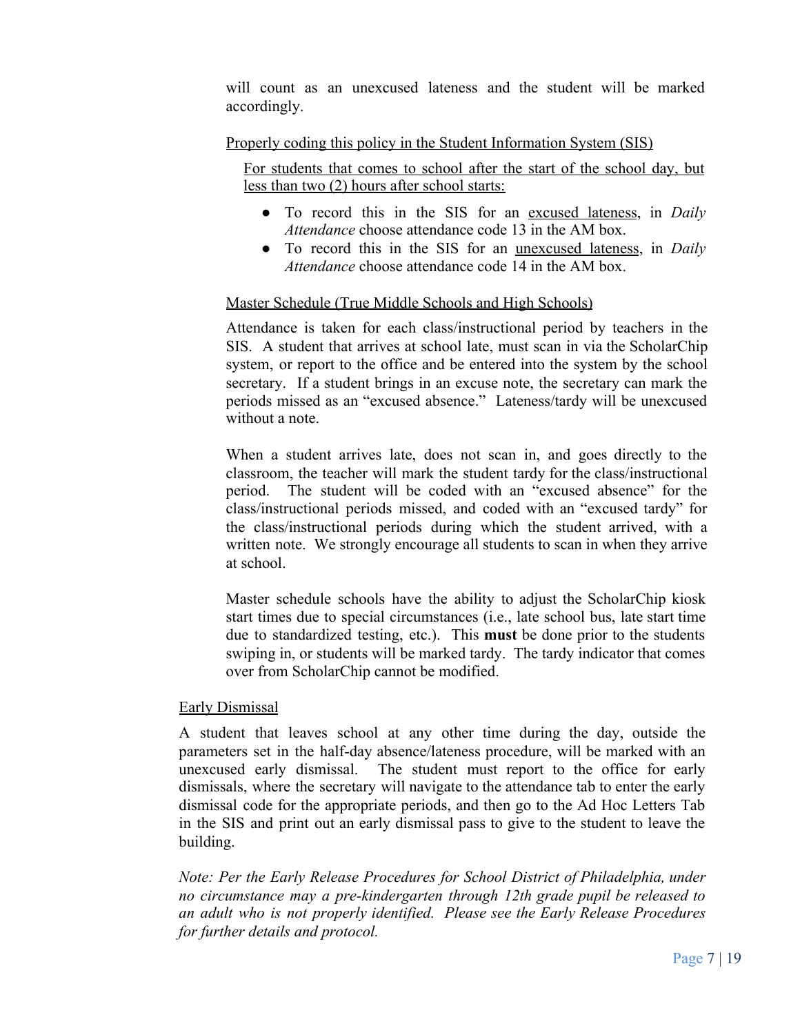will count as an unexcused lateness and the student will be marked accordingly.

<u>Properly coding this policy in the Student Information System (SIS)</u>

<u>For students that comes to school after the start of the school day, but less than two (2) hours after school starts:</u>

- To record this in the SIS for an <u>excused lateness</u>, in *Daily Attendance* choose attendance code 13 in the AM box.
- To record this in the SIS for an <u>unexcused lateness</u>, in *Daily Attendance* choose attendance code 14 in the AM box.

<u>Master Schedule (True Middle Schools and High Schools)</u>

Attendance is taken for each class/instructional period by teachers in the SIS. A student that arrives at school late, must scan in via the ScholarChip system, or report to the office and be entered into the system by the school secretary. If a student brings in an excuse note, the secretary can mark the periods missed as an "excused absence." Lateness/tardy will be unexcused without a note.

When a student arrives late, does not scan in, and goes directly to the classroom, the teacher will mark the student tardy for the class/instructional period. The student will be coded with an "excused absence" for the class/instructional periods missed, and coded with an "excused tardy" for the class/instructional periods during which the student arrived, with a written note. We strongly encourage all students to scan in when they arrive at school.

Master schedule schools have the ability to adjust the ScholarChip kiosk start times due to special circumstances (i.e., late school bus, late start time due to standardized testing, etc.). This **must** be done prior to the students swiping in, or students will be marked tardy. The tardy indicator that comes over from ScholarChip cannot be modified.

<u>Early Dismissal</u>

A student that leaves school at any other time during the day, outside the parameters set in the half-day absence/lateness procedure, will be marked with an unexcused early dismissal. The student must report to the office for early dismissals, where the secretary will navigate to the attendance tab to enter the early dismissal code for the appropriate periods, and then go to the Ad Hoc Letters Tab in the SIS and print out an early dismissal pass to give to the student to leave the building.

*Note: Per the Early Release Procedures for School District of Philadelphia, under no circumstance may a pre-kindergarten through 12th grade pupil be released to an adult who is not properly identified. Please see the Early Release Procedures for further details and protocol.*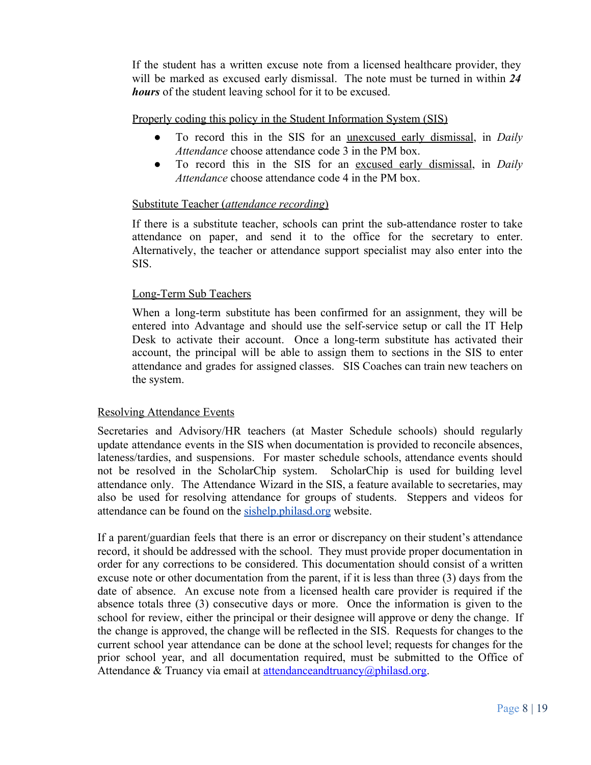If the student has a written excuse note from a licensed healthcare provider, they will be marked as excused early dismissal. The note must be turned in within ***24 hours*** of the student leaving school for it to be excused.

Properly coding this policy in the Student Information System (SIS)

- To record this in the SIS for an unexcused early dismissal, in *Daily Attendance* choose attendance code 3 in the PM box.
- To record this in the SIS for an excused early dismissal, in *Daily Attendance* choose attendance code 4 in the PM box.

Substitute Teacher (*attendance recording*)

If there is a substitute teacher, schools can print the sub-attendance roster to take attendance on paper, and send it to the office for the secretary to enter. Alternatively, the teacher or attendance support specialist may also enter into the SIS.

Long-Term Sub Teachers

When a long-term substitute has been confirmed for an assignment, they will be entered into Advantage and should use the self-service setup or call the IT Help Desk to activate their account. Once a long-term substitute has activated their account, the principal will be able to assign them to sections in the SIS to enter attendance and grades for assigned classes. SIS Coaches can train new teachers on the system.

Resolving Attendance Events

Secretaries and Advisory/HR teachers (at Master Schedule schools) should regularly update attendance events in the SIS when documentation is provided to reconcile absences, lateness/tardies, and suspensions. For master schedule schools, attendance events should not be resolved in the ScholarChip system. ScholarChip is used for building level attendance only. The Attendance Wizard in the SIS, a feature available to secretaries, may also be used for resolving attendance for groups of students. Steppers and videos for attendance can be found on the sishelp.philasd.org website.

If a parent/guardian feels that there is an error or discrepancy on their student's attendance record, it should be addressed with the school. They must provide proper documentation in order for any corrections to be considered. This documentation should consist of a written excuse note or other documentation from the parent, if it is less than three (3) days from the date of absence. An excuse note from a licensed health care provider is required if the absence totals three (3) consecutive days or more. Once the information is given to the school for review, either the principal or their designee will approve or deny the change. If the change is approved, the change will be reflected in the SIS. Requests for changes to the current school year attendance can be done at the school level; requests for changes for the prior school year, and all documentation required, must be submitted to the Office of Attendance & Truancy via email at attendanceandtruancy@philasd.org.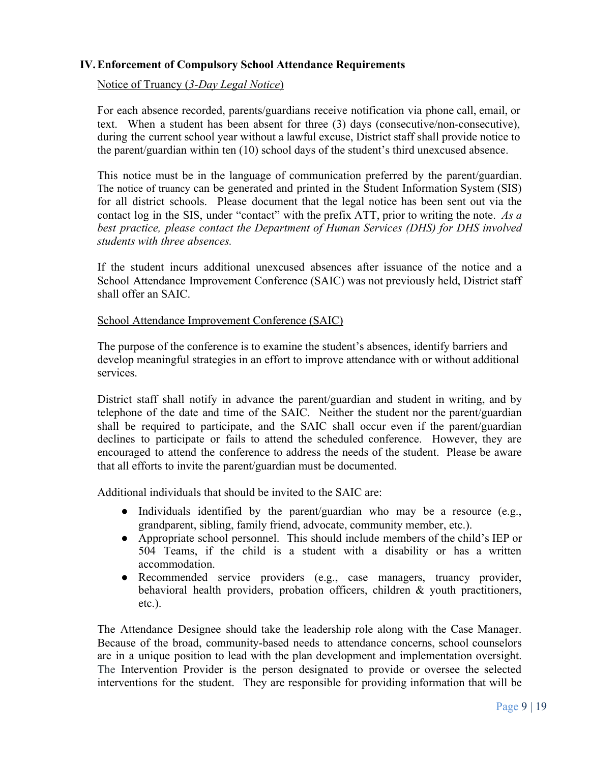## IV. Enforcement of Compulsory School Attendance Requirements

<u>Notice of Truancy (*3-Day Legal Notice*)</u>

For each absence recorded, parents/guardians receive notification via phone call, email, or text. When a student has been absent for three (3) days (consecutive/non-consecutive), during the current school year without a lawful excuse, District staff shall provide notice to the parent/guardian within ten (10) school days of the student's third unexcused absence.

This notice must be in the language of communication preferred by the parent/guardian. The notice of truancy can be generated and printed in the Student Information System (SIS) for all district schools. Please document that the legal notice has been sent out via the contact log in the SIS, under "contact" with the prefix ATT, prior to writing the note. *As a best practice, please contact the Department of Human Services (DHS) for DHS involved students with three absences.*

If the student incurs additional unexcused absences after issuance of the notice and a School Attendance Improvement Conference (SAIC) was not previously held, District staff shall offer an SAIC.

<u>School Attendance Improvement Conference (SAIC)</u>

The purpose of the conference is to examine the student's absences, identify barriers and develop meaningful strategies in an effort to improve attendance with or without additional services.

District staff shall notify in advance the parent/guardian and student in writing, and by telephone of the date and time of the SAIC. Neither the student nor the parent/guardian shall be required to participate, and the SAIC shall occur even if the parent/guardian declines to participate or fails to attend the scheduled conference. However, they are encouraged to attend the conference to address the needs of the student. Please be aware that all efforts to invite the parent/guardian must be documented.

Additional individuals that should be invited to the SAIC are:

- Individuals identified by the parent/guardian who may be a resource (e.g., grandparent, sibling, family friend, advocate, community member, etc.).
- Appropriate school personnel. This should include members of the child's IEP or 504 Teams, if the child is a student with a disability or has a written accommodation.
- Recommended service providers (e.g., case managers, truancy provider, behavioral health providers, probation officers, children & youth practitioners, etc.).

The Attendance Designee should take the leadership role along with the Case Manager. Because of the broad, community-based needs to attendance concerns, school counselors are in a unique position to lead with the plan development and implementation oversight. The Intervention Provider is the person designated to provide or oversee the selected interventions for the student. They are responsible for providing information that will be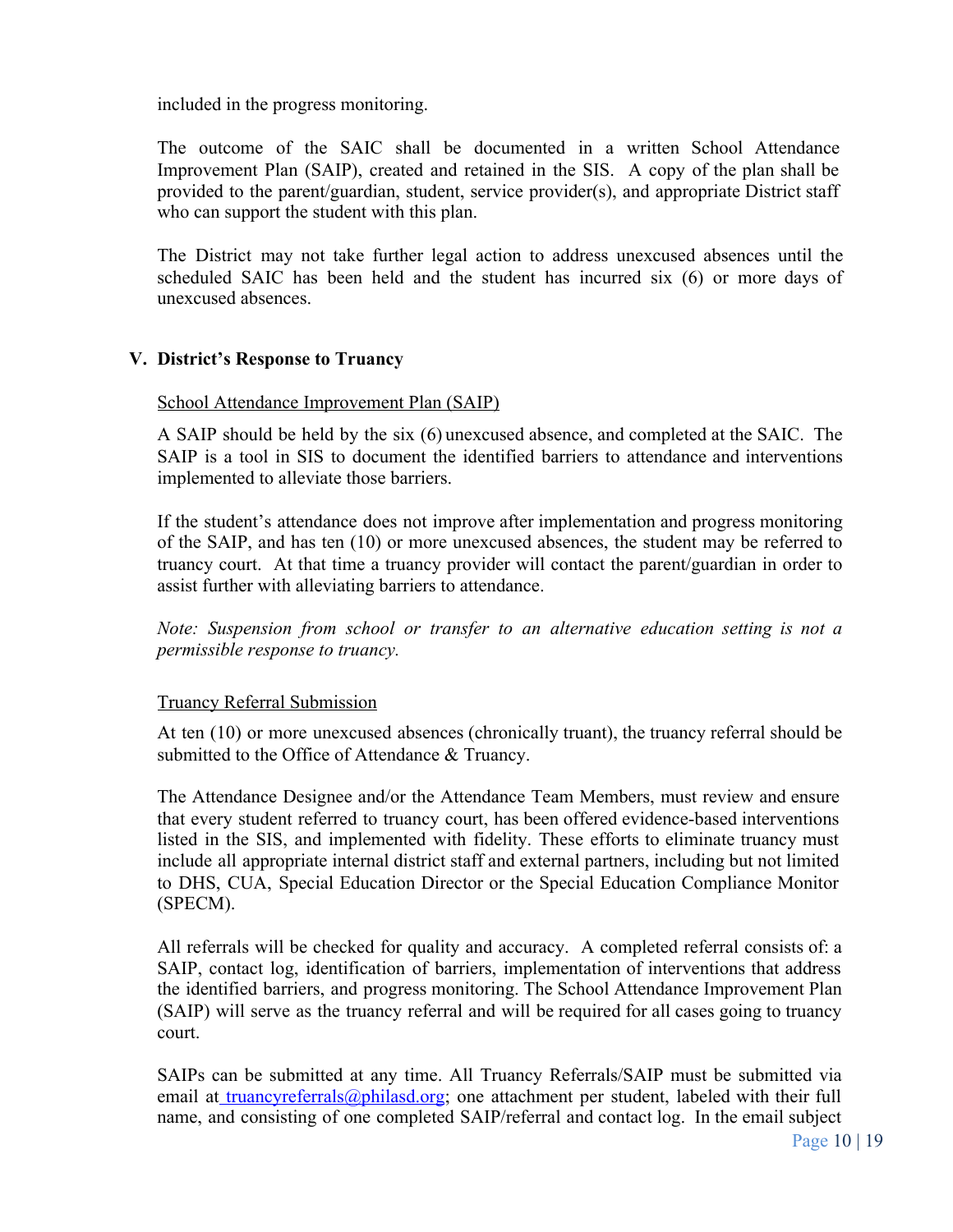included in the progress monitoring.

The outcome of the SAIC shall be documented in a written School Attendance Improvement Plan (SAIP), created and retained in the SIS. A copy of the plan shall be provided to the parent/guardian, student, service provider(s), and appropriate District staff who can support the student with this plan.

The District may not take further legal action to address unexcused absences until the scheduled SAIC has been held and the student has incurred six (6) or more days of unexcused absences.

## V. District's Response to Truancy

School Attendance Improvement Plan (SAIP)

A SAIP should be held by the six (6) unexcused absence, and completed at the SAIC. The SAIP is a tool in SIS to document the identified barriers to attendance and interventions implemented to alleviate those barriers.

If the student's attendance does not improve after implementation and progress monitoring of the SAIP, and has ten (10) or more unexcused absences, the student may be referred to truancy court. At that time a truancy provider will contact the parent/guardian in order to assist further with alleviating barriers to attendance.

*Note: Suspension from school or transfer to an alternative education setting is not a permissible response to truancy.*

Truancy Referral Submission

At ten (10) or more unexcused absences (chronically truant), the truancy referral should be submitted to the Office of Attendance & Truancy.

The Attendance Designee and/or the Attendance Team Members, must review and ensure that every student referred to truancy court, has been offered evidence-based interventions listed in the SIS, and implemented with fidelity. These efforts to eliminate truancy must include all appropriate internal district staff and external partners, including but not limited to DHS, CUA, Special Education Director or the Special Education Compliance Monitor (SPECM).

All referrals will be checked for quality and accuracy. A completed referral consists of: a SAIP, contact log, identification of barriers, implementation of interventions that address the identified barriers, and progress monitoring. The School Attendance Improvement Plan (SAIP) will serve as the truancy referral and will be required for all cases going to truancy court.

SAIPs can be submitted at any time. All Truancy Referrals/SAIP must be submitted via email at truancyreferrals@philasd.org; one attachment per student, labeled with their full name, and consisting of one completed SAIP/referral and contact log. In the email subject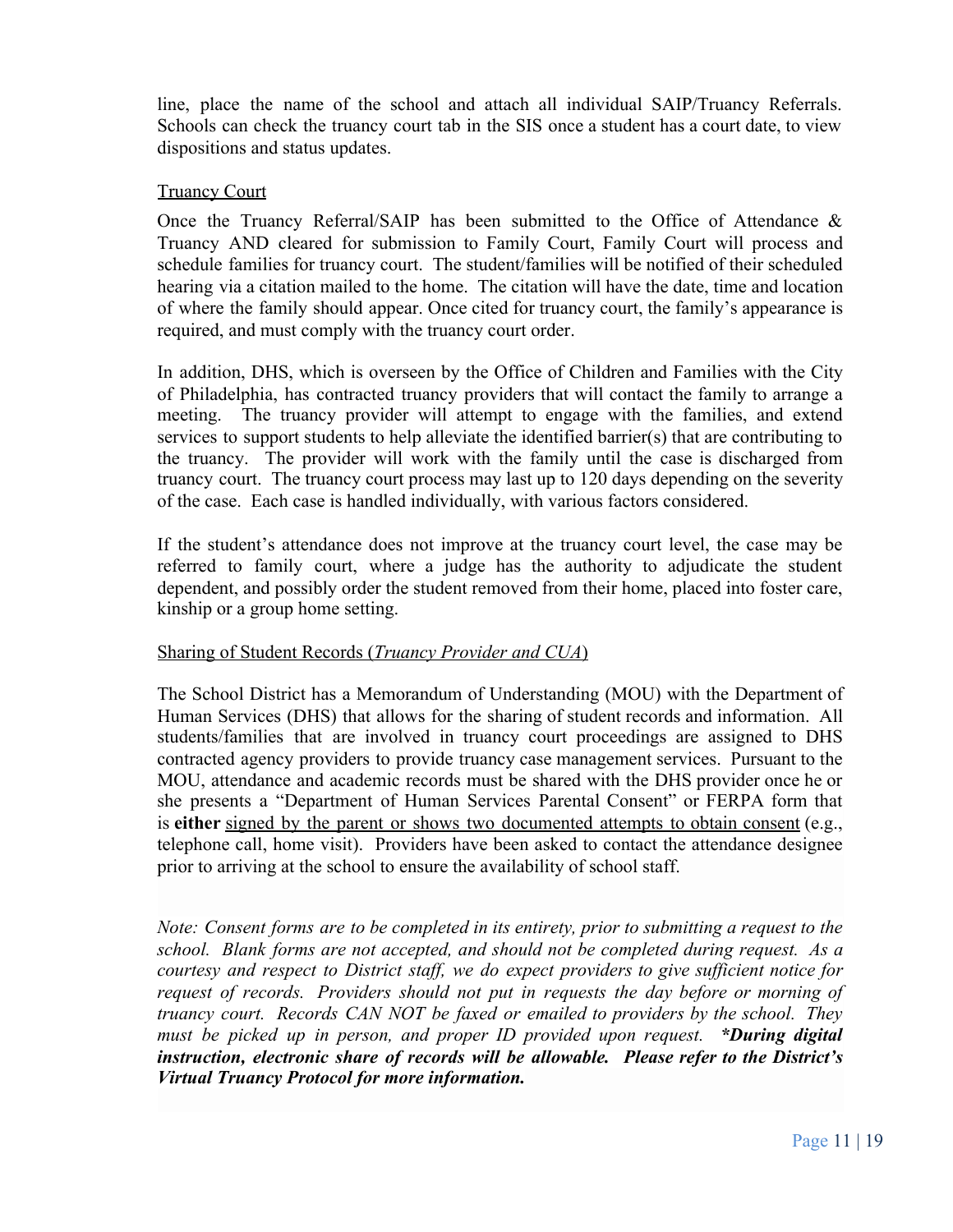line, place the name of the school and attach all individual SAIP/Truancy Referrals. Schools can check the truancy court tab in the SIS once a student has a court date, to view dispositions and status updates.

<u>Truancy Court</u>

Once the Truancy Referral/SAIP has been submitted to the Office of Attendance & Truancy AND cleared for submission to Family Court, Family Court will process and schedule families for truancy court. The student/families will be notified of their scheduled hearing via a citation mailed to the home. The citation will have the date, time and location of where the family should appear. Once cited for truancy court, the family's appearance is required, and must comply with the truancy court order.

In addition, DHS, which is overseen by the Office of Children and Families with the City of Philadelphia, has contracted truancy providers that will contact the family to arrange a meeting. The truancy provider will attempt to engage with the families, and extend services to support students to help alleviate the identified barrier(s) that are contributing to the truancy. The provider will work with the family until the case is discharged from truancy court. The truancy court process may last up to 120 days depending on the severity of the case. Each case is handled individually, with various factors considered.

If the student's attendance does not improve at the truancy court level, the case may be referred to family court, where a judge has the authority to adjudicate the student dependent, and possibly order the student removed from their home, placed into foster care, kinship or a group home setting.

<u>Sharing of Student Records (*Truancy Provider and CUA*)</u>

The School District has a Memorandum of Understanding (MOU) with the Department of Human Services (DHS) that allows for the sharing of student records and information. All students/families that are involved in truancy court proceedings are assigned to DHS contracted agency providers to provide truancy case management services. Pursuant to the MOU, attendance and academic records must be shared with the DHS provider once he or she presents a "Department of Human Services Parental Consent" or FERPA form that is **either** <u>signed by the parent or shows two documented attempts to obtain consent</u> (e.g., telephone call, home visit). Providers have been asked to contact the attendance designee prior to arriving at the school to ensure the availability of school staff.

*Note: Consent forms are to be completed in its entirety, prior to submitting a request to the school. Blank forms are not accepted, and should not be completed during request. As a courtesy and respect to District staff, we do expect providers to give sufficient notice for request of records. Providers should not put in requests the day before or morning of truancy court. Records CAN NOT be faxed or emailed to providers by the school. They must be picked up in person, and proper ID provided upon request.* ***\*During digital instruction, electronic share of records will be allowable. Please refer to the District's Virtual Truancy Protocol for more information.***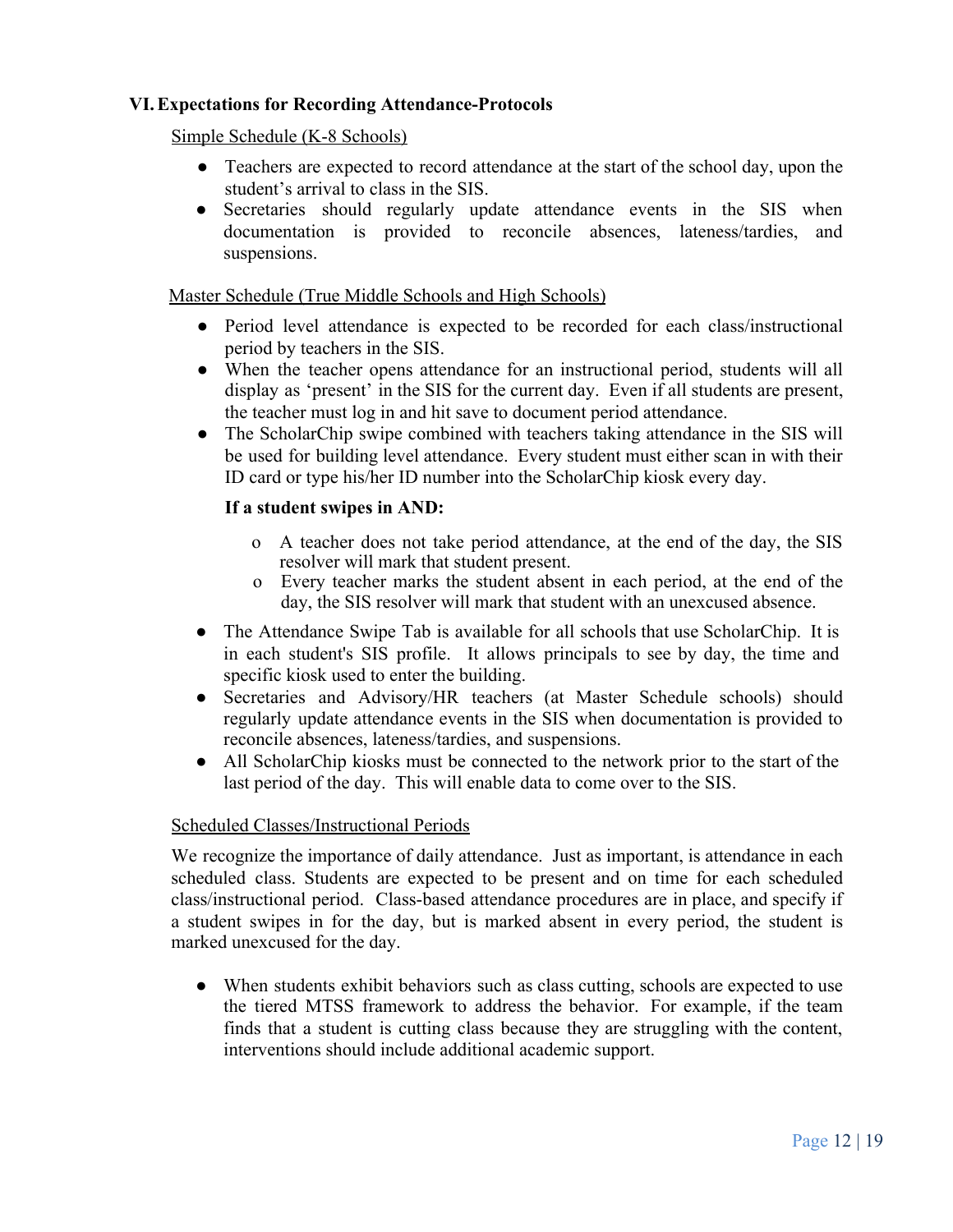## VI. Expectations for Recording Attendance-Protocols

Simple Schedule (K-8 Schools)

- Teachers are expected to record attendance at the start of the school day, upon the student's arrival to class in the SIS.
- Secretaries should regularly update attendance events in the SIS when documentation is provided to reconcile absences, lateness/tardies, and suspensions.

Master Schedule (True Middle Schools and High Schools)

- Period level attendance is expected to be recorded for each class/instructional period by teachers in the SIS.
- When the teacher opens attendance for an instructional period, students will all display as 'present' in the SIS for the current day. Even if all students are present, the teacher must log in and hit save to document period attendance.
- The ScholarChip swipe combined with teachers taking attendance in the SIS will be used for building level attendance. Every student must either scan in with their ID card or type his/her ID number into the ScholarChip kiosk every day.

  **If a student swipes in AND:**

  - A teacher does not take period attendance, at the end of the day, the SIS resolver will mark that student present.
  - Every teacher marks the student absent in each period, at the end of the day, the SIS resolver will mark that student with an unexcused absence.

- The Attendance Swipe Tab is available for all schools that use ScholarChip. It is in each student's SIS profile. It allows principals to see by day, the time and specific kiosk used to enter the building.
- Secretaries and Advisory/HR teachers (at Master Schedule schools) should regularly update attendance events in the SIS when documentation is provided to reconcile absences, lateness/tardies, and suspensions.
- All ScholarChip kiosks must be connected to the network prior to the start of the last period of the day. This will enable data to come over to the SIS.

Scheduled Classes/Instructional Periods

We recognize the importance of daily attendance. Just as important, is attendance in each scheduled class. Students are expected to be present and on time for each scheduled class/instructional period. Class-based attendance procedures are in place, and specify if a student swipes in for the day, but is marked absent in every period, the student is marked unexcused for the day.

- When students exhibit behaviors such as class cutting, schools are expected to use the tiered MTSS framework to address the behavior. For example, if the team finds that a student is cutting class because they are struggling with the content, interventions should include additional academic support.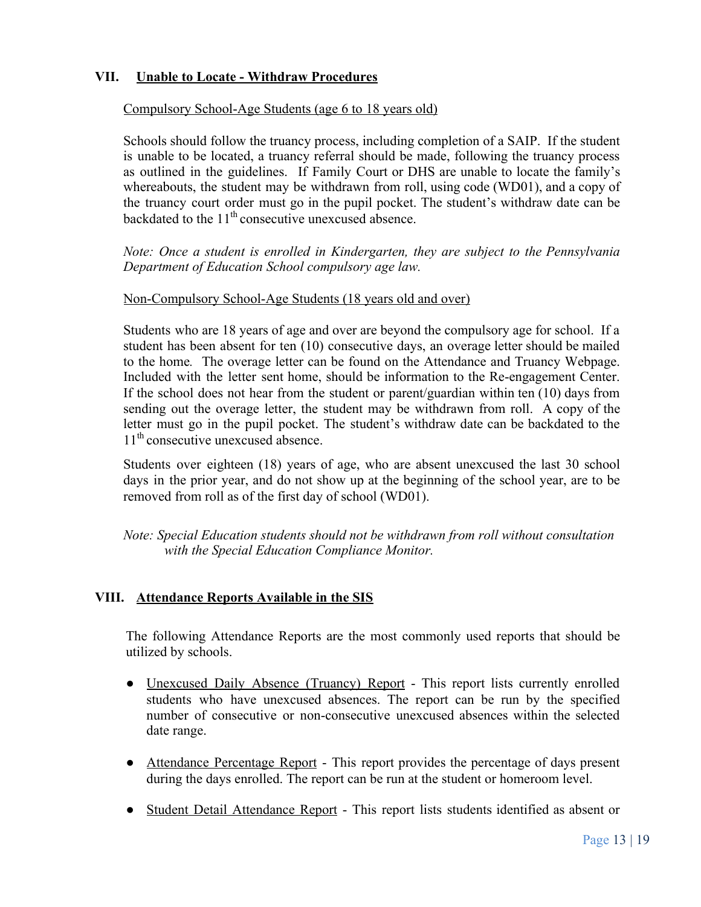## VII. Unable to Locate - Withdraw Procedures

Compulsory School-Age Students (age 6 to 18 years old)

Schools should follow the truancy process, including completion of a SAIP. If the student is unable to be located, a truancy referral should be made, following the truancy process as outlined in the guidelines. If Family Court or DHS are unable to locate the family's whereabouts, the student may be withdrawn from roll, using code (WD01), and a copy of the truancy court order must go in the pupil pocket. The student's withdraw date can be backdated to the 11th consecutive unexcused absence.

*Note: Once a student is enrolled in Kindergarten, they are subject to the Pennsylvania Department of Education School compulsory age law.*

Non-Compulsory School-Age Students (18 years old and over)

Students who are 18 years of age and over are beyond the compulsory age for school. If a student has been absent for ten (10) consecutive days, an overage letter should be mailed to the home. The overage letter can be found on the Attendance and Truancy Webpage. Included with the letter sent home, should be information to the Re-engagement Center. If the school does not hear from the student or parent/guardian within ten (10) days from sending out the overage letter, the student may be withdrawn from roll. A copy of the letter must go in the pupil pocket. The student's withdraw date can be backdated to the 11th consecutive unexcused absence.

Students over eighteen (18) years of age, who are absent unexcused the last 30 school days in the prior year, and do not show up at the beginning of the school year, are to be removed from roll as of the first day of school (WD01).

*Note: Special Education students should not be withdrawn from roll without consultation with the Special Education Compliance Monitor.*

## VIII. Attendance Reports Available in the SIS

The following Attendance Reports are the most commonly used reports that should be utilized by schools.

- Unexcused Daily Absence (Truancy) Report - This report lists currently enrolled students who have unexcused absences. The report can be run by the specified number of consecutive or non-consecutive unexcused absences within the selected date range.
- Attendance Percentage Report - This report provides the percentage of days present during the days enrolled. The report can be run at the student or homeroom level.
- Student Detail Attendance Report - This report lists students identified as absent or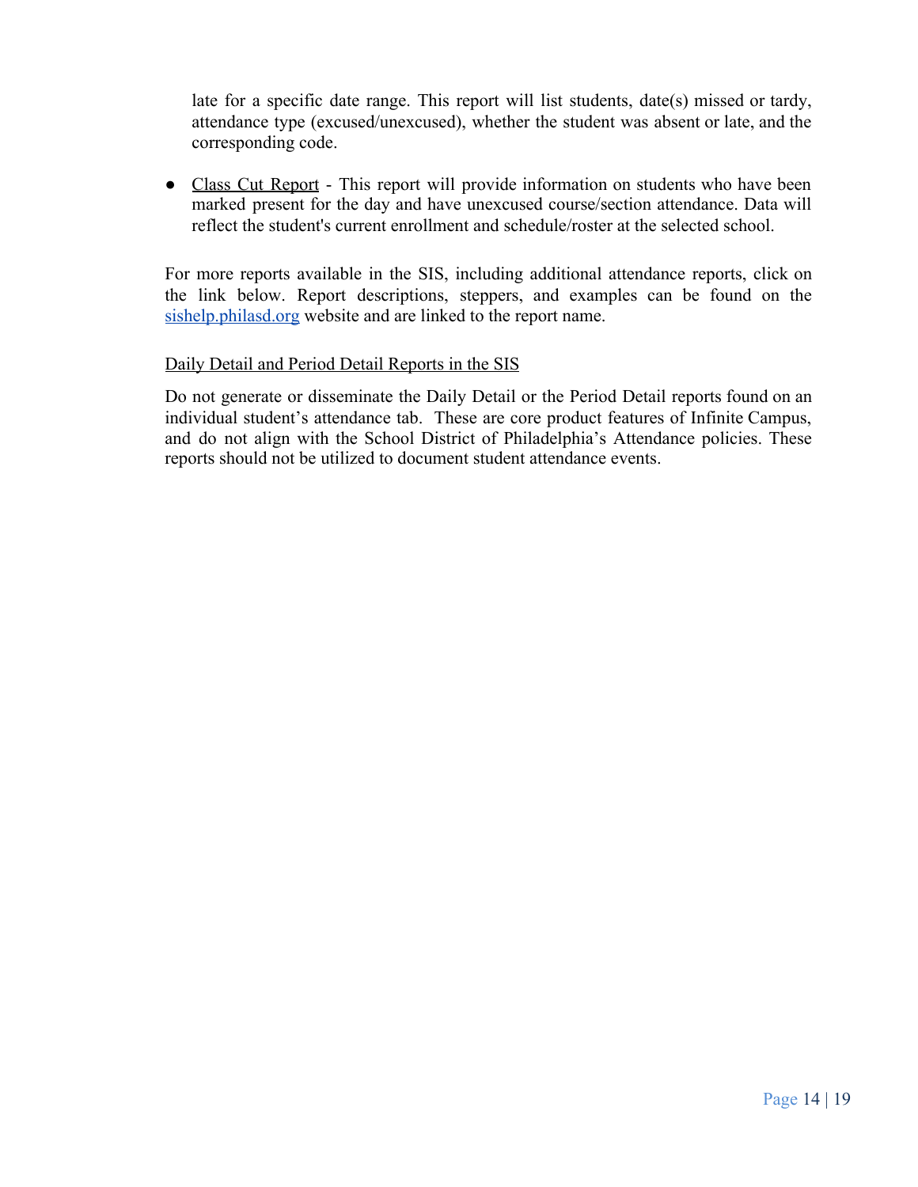late for a specific date range. This report will list students, date(s) missed or tardy, attendance type (excused/unexcused), whether the student was absent or late, and the corresponding code.

- Class Cut Report - This report will provide information on students who have been marked present for the day and have unexcused course/section attendance. Data will reflect the student's current enrollment and schedule/roster at the selected school.

For more reports available in the SIS, including additional attendance reports, click on the link below. Report descriptions, steppers, and examples can be found on the [sishelp.philasd.org](sishelp.philasd.org) website and are linked to the report name.

Daily Detail and Period Detail Reports in the SIS

Do not generate or disseminate the Daily Detail or the Period Detail reports found on an individual student's attendance tab. These are core product features of Infinite Campus, and do not align with the School District of Philadelphia's Attendance policies. These reports should not be utilized to document student attendance events.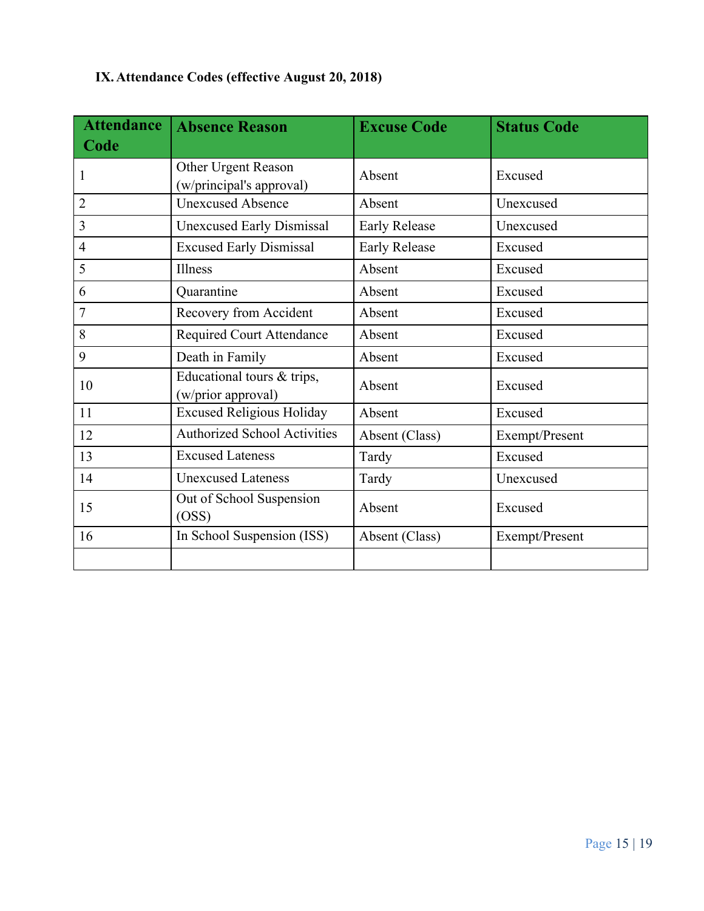## IX. Attendance Codes (effective August 20, 2018)

| Attendance Code | Absence Reason | Excuse Code | Status Code |
|---|---|---|---|
| 1 | Other Urgent Reason (w/principal's approval) | Absent | Excused |
| 2 | Unexcused Absence | Absent | Unexcused |
| 3 | Unexcused Early Dismissal | Early Release | Unexcused |
| 4 | Excused Early Dismissal | Early Release | Excused |
| 5 | Illness | Absent | Excused |
| 6 | Quarantine | Absent | Excused |
| 7 | Recovery from Accident | Absent | Excused |
| 8 | Required Court Attendance | Absent | Excused |
| 9 | Death in Family | Absent | Excused |
| 10 | Educational tours & trips, (w/prior approval) | Absent | Excused |
| 11 | Excused Religious Holiday | Absent | Excused |
| 12 | Authorized School Activities | Absent (Class) | Exempt/Present |
| 13 | Excused Lateness | Tardy | Excused |
| 14 | Unexcused Lateness | Tardy | Unexcused |
| 15 | Out of School Suspension (OSS) | Absent | Excused |
| 16 | In School Suspension (ISS) | Absent (Class) | Exempt/Present |
| | | | |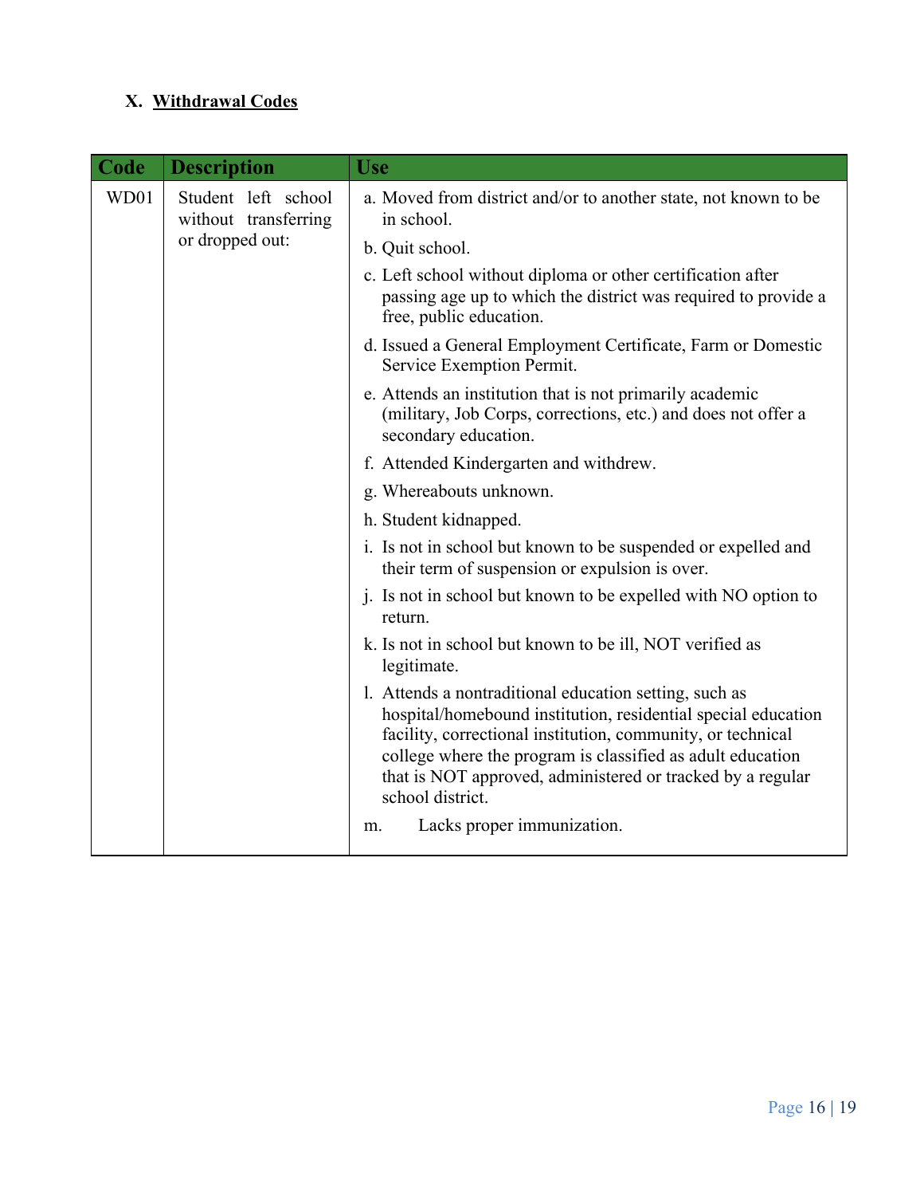## X. Withdrawal Codes

| Code | Description | Use |
|---|---|---|
| WD01 | Student left school without transferring or dropped out: | a. Moved from district and/or to another state, not known to be in school.<br>b. Quit school.<br>c. Left school without diploma or other certification after passing age up to which the district was required to provide a free, public education.<br>d. Issued a General Employment Certificate, Farm or Domestic Service Exemption Permit.<br>e. Attends an institution that is not primarily academic (military, Job Corps, corrections, etc.) and does not offer a secondary education.<br>f. Attended Kindergarten and withdrew.<br>g. Whereabouts unknown.<br>h. Student kidnapped.<br>i. Is not in school but known to be suspended or expelled and their term of suspension or expulsion is over.<br>j. Is not in school but known to be expelled with NO option to return.<br>k. Is not in school but known to be ill, NOT verified as legitimate.<br>l. Attends a nontraditional education setting, such as hospital/homebound institution, residential special education facility, correctional institution, community, or technical college where the program is classified as adult education that is NOT approved, administered or tracked by a regular school district.<br>m. Lacks proper immunization. |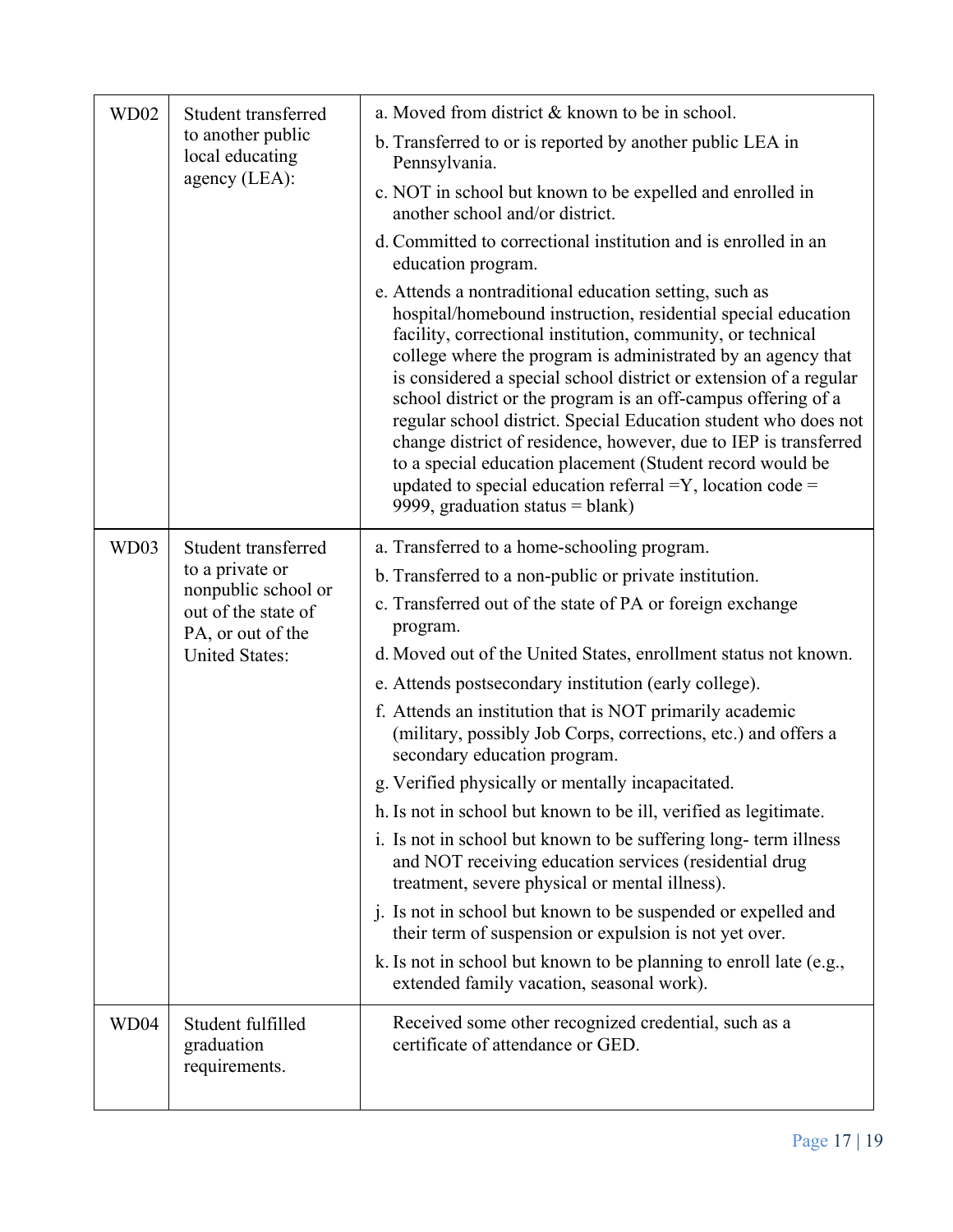| | | |
|---|---|---|
| WD02 | Student transferred to another public local educating agency (LEA): | a. Moved from district & known to be in school.<br>b. Transferred to or is reported by another public LEA in Pennsylvania.<br>c. NOT in school but known to be expelled and enrolled in another school and/or district.<br>d. Committed to correctional institution and is enrolled in an education program.<br>e. Attends a nontraditional education setting, such as hospital/homebound instruction, residential special education facility, correctional institution, community, or technical college where the program is administrated by an agency that is considered a special school district or extension of a regular school district or the program is an off-campus offering of a regular school district. Special Education student who does not change district of residence, however, due to IEP is transferred to a special education placement (Student record would be updated to special education referral =Y, location code = 9999, graduation status = blank) |
| WD03 | Student transferred to a private or nonpublic school or out of the state of PA, or out of the United States: | a. Transferred to a home-schooling program.<br>b. Transferred to a non-public or private institution.<br>c. Transferred out of the state of PA or foreign exchange program.<br>d. Moved out of the United States, enrollment status not known.<br>e. Attends postsecondary institution (early college).<br>f. Attends an institution that is NOT primarily academic (military, possibly Job Corps, corrections, etc.) and offers a secondary education program.<br>g. Verified physically or mentally incapacitated.<br>h. Is not in school but known to be ill, verified as legitimate.<br>i. Is not in school but known to be suffering long- term illness and NOT receiving education services (residential drug treatment, severe physical or mental illness).<br>j. Is not in school but known to be suspended or expelled and their term of suspension or expulsion is not yet over.<br>k. Is not in school but known to be planning to enroll late (e.g., extended family vacation, seasonal work). |
| WD04 | Student fulfilled graduation requirements. | Received some other recognized credential, such as a certificate of attendance or GED. |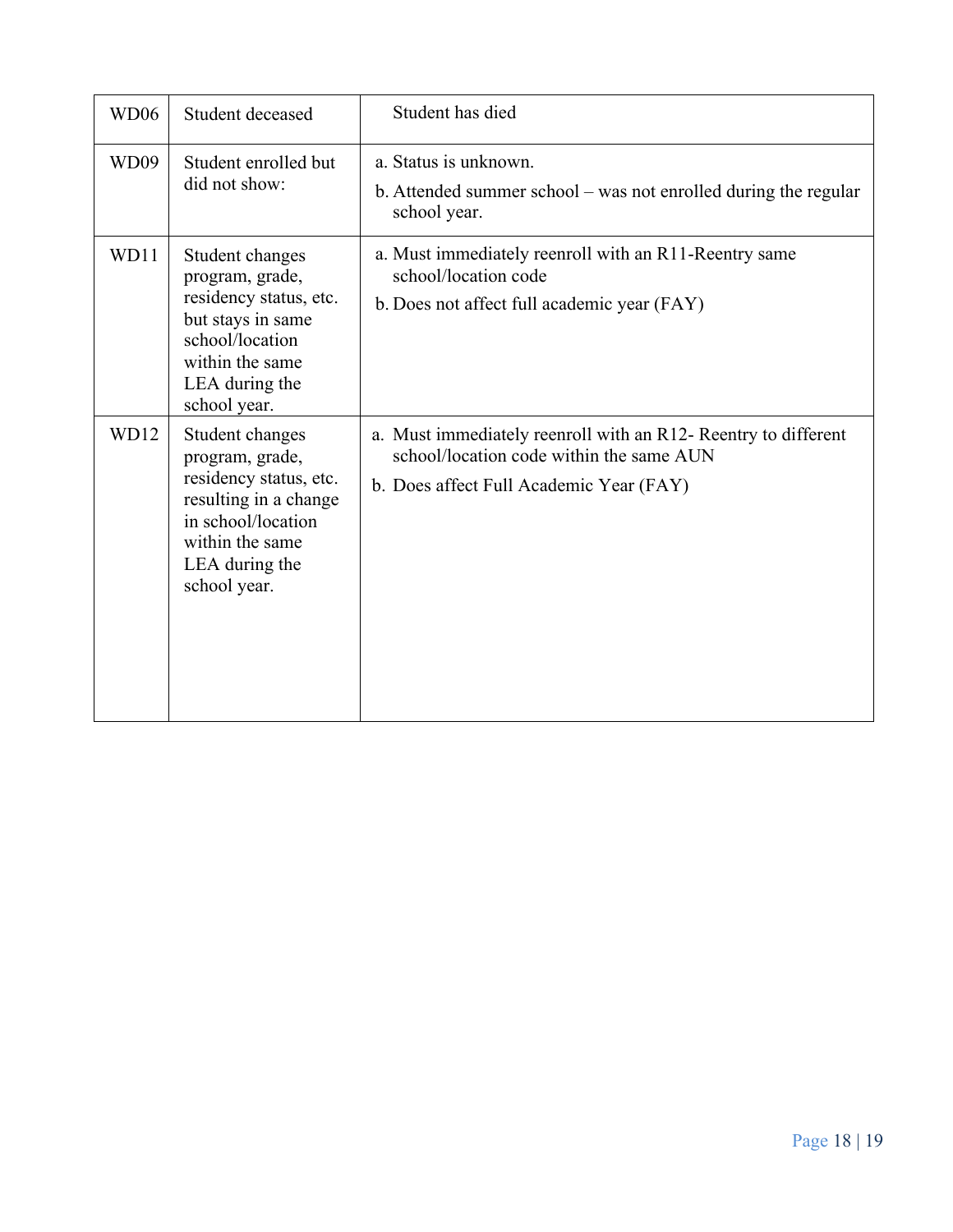| | | |
|---|---|---|
| WD06 | Student deceased | Student has died |
| WD09 | Student enrolled but did not show: | a. Status is unknown.<br>b. Attended summer school – was not enrolled during the regular school year. |
| WD11 | Student changes program, grade, residency status, etc. but stays in same school/location within the same LEA during the school year. | a. Must immediately reenroll with an R11-Reentry same school/location code<br>b. Does not affect full academic year (FAY) |
| WD12 | Student changes program, grade, residency status, etc. resulting in a change in school/location within the same LEA during the school year. | a. Must immediately reenroll with an R12- Reentry to different school/location code within the same AUN<br>b. Does affect Full Academic Year (FAY) |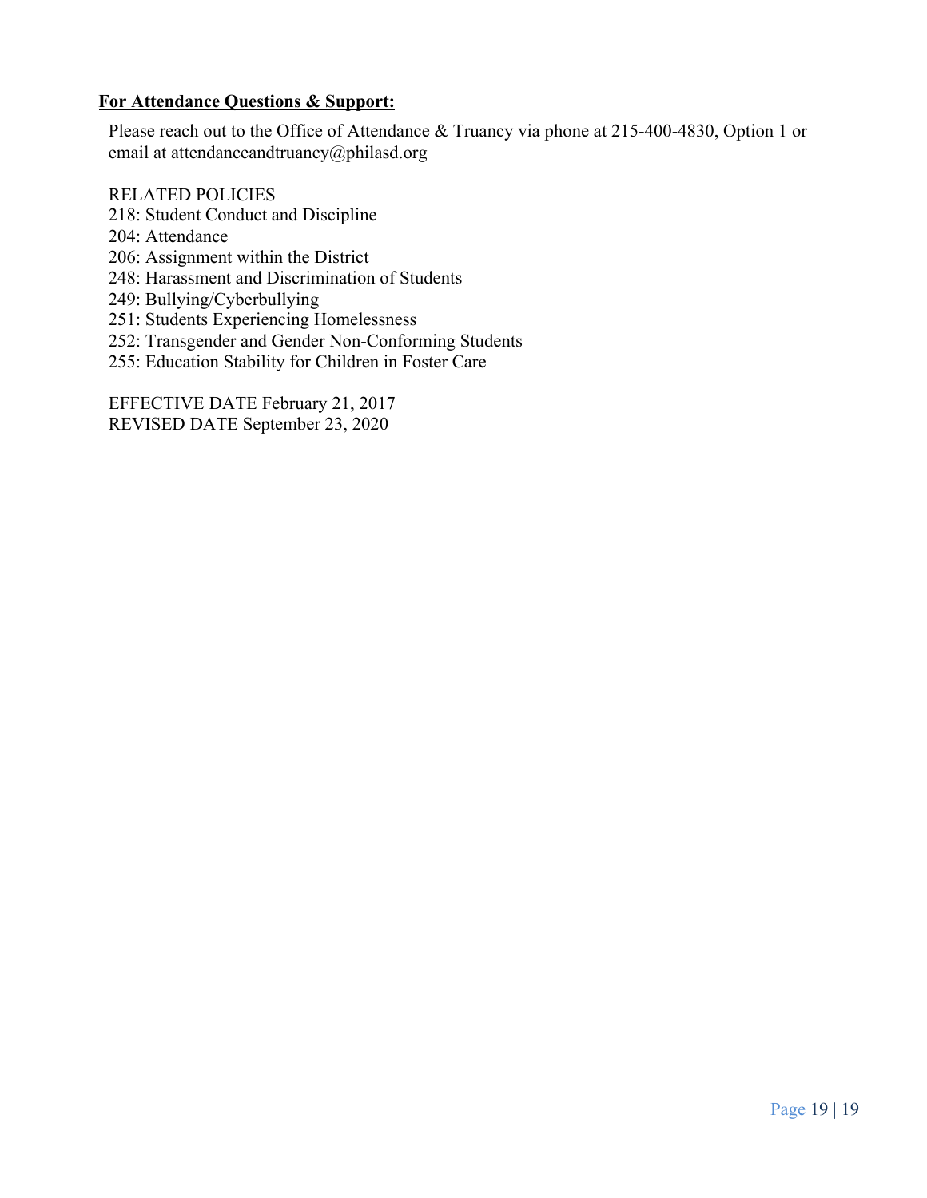**For Attendance Questions & Support:**

Please reach out to the Office of Attendance & Truancy via phone at 215-400-4830, Option 1 or email at attendanceandtruancy@philasd.org

RELATED POLICIES
218: Student Conduct and Discipline
204: Attendance
206: Assignment within the District
248: Harassment and Discrimination of Students
249: Bullying/Cyberbullying
251: Students Experiencing Homelessness
252: Transgender and Gender Non-Conforming Students
255: Education Stability for Children in Foster Care

EFFECTIVE DATE February 21, 2017
REVISED DATE September 23, 2020